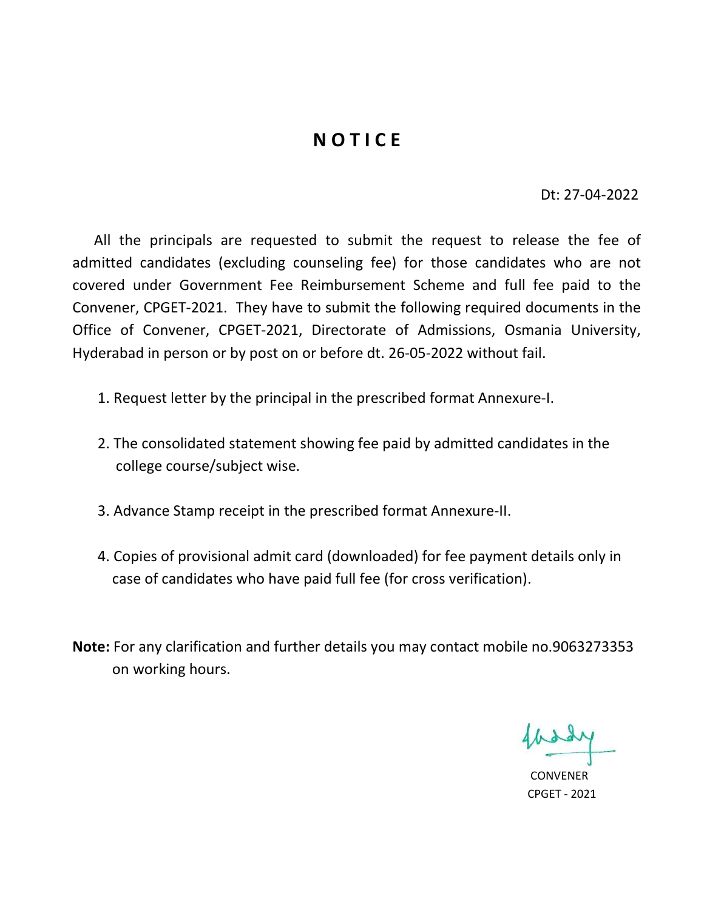# N O T I C E

Dt: 27-04-2022

All the principals are requested to submit the request to release the fee of admitted candidates (excluding counseling fee) for those candidates who are not covered under Government Fee Reimbursement Scheme and full fee paid to the Convener, CPGET-2021. They have to submit the following required documents in the Office of Convener, CPGET-2021, Directorate of Admissions, Osmania University, Hyderabad in person or by post on or before dt. 26-05-2022 without fail.

1. Request letter by the principal in the prescribed format Annexure-I.
2. The consolidated statement showing fee paid by admitted candidates in the college course/subject wise.
3. Advance Stamp receipt in the prescribed format Annexure-II.
4. Copies of provisional admit card (downloaded) for fee payment details only in case of candidates who have paid full fee (for cross verification).

**Note:** For any clarification and further details you may contact mobile no.9063273353 on working hours.

CONVENER
CPGET - 2021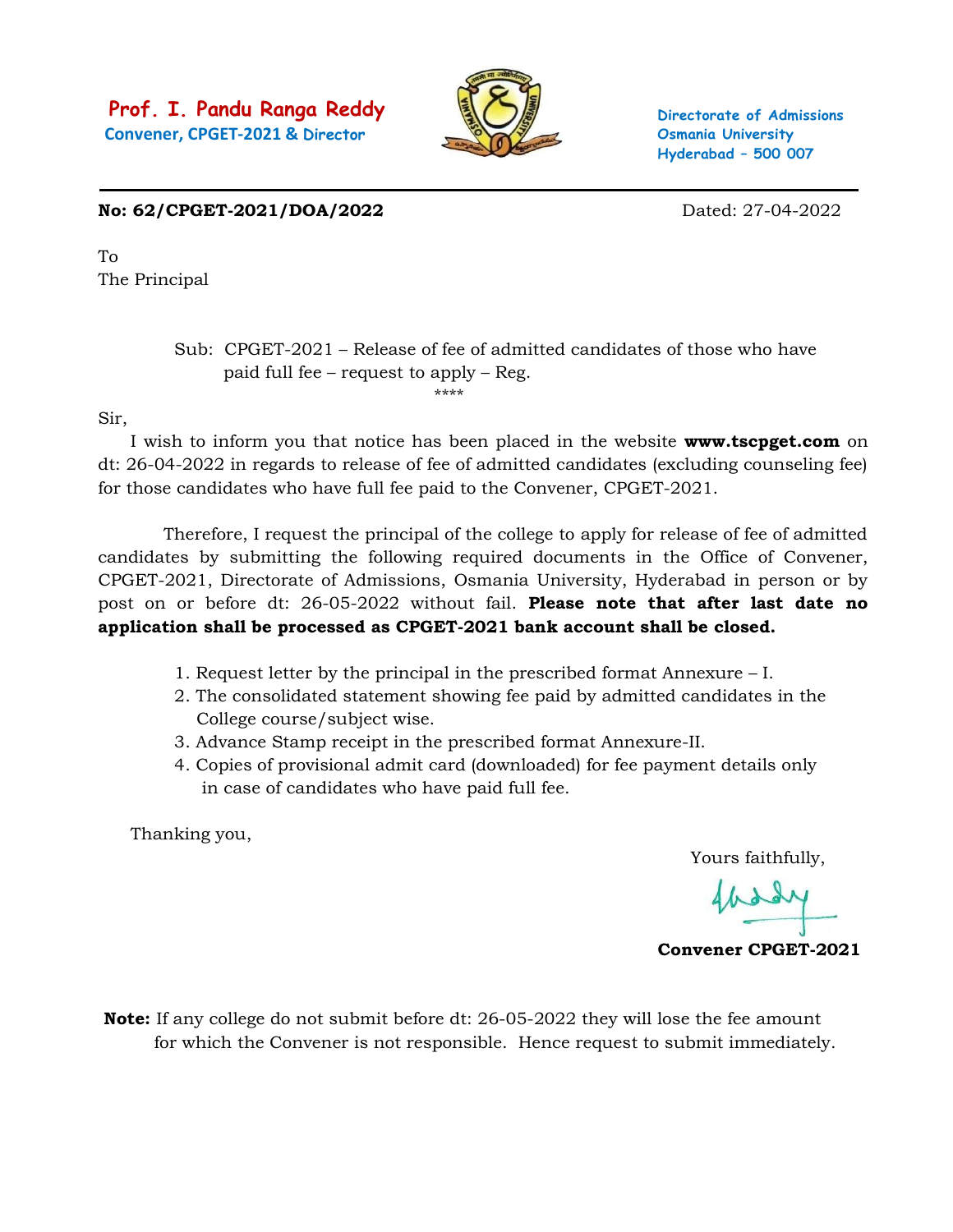**Prof. I. Pandu Ranga Reddy**
**Convener, CPGET-2021 & Director**

**Directorate of Admissions**
**Osmania University**
**Hyderabad – 500 007**

---

**No: 62/CPGET-2021/DOA/2022** Dated: 27-04-2022

To
The Principal

Sub: CPGET-2021 – Release of fee of admitted candidates of those who have paid full fee – request to apply – Reg.

****

Sir,

I wish to inform you that notice has been placed in the website **www.tscpget.com** on dt: 26-04-2022 in regards to release of fee of admitted candidates (excluding counseling fee) for those candidates who have full fee paid to the Convener, CPGET-2021.

Therefore, I request the principal of the college to apply for release of fee of admitted candidates by submitting the following required documents in the Office of Convener, CPGET-2021, Directorate of Admissions, Osmania University, Hyderabad in person or by post on or before dt: 26-05-2022 without fail. **Please note that after last date no application shall be processed as CPGET-2021 bank account shall be closed.**

1. Request letter by the principal in the prescribed format Annexure – I.
2. The consolidated statement showing fee paid by admitted candidates in the College course/subject wise.
3. Advance Stamp receipt in the prescribed format Annexure-II.
4. Copies of provisional admit card (downloaded) for fee payment details only in case of candidates who have paid full fee.

Thanking you,

Yours faithfully,

**Convener CPGET-2021**

**Note:** If any college do not submit before dt: 26-05-2022 they will lose the fee amount for which the Convener is not responsible. Hence request to submit immediately.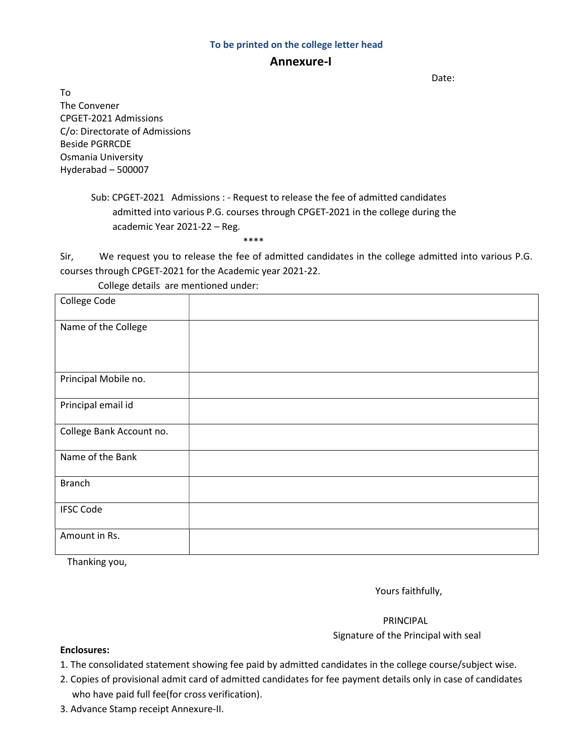**To be printed on the college letter head**

## Annexure-I

Date:

To
The Convener
CPGET-2021 Admissions
C/o: Directorate of Admissions
Beside PGRRCDE
Osmania University
Hyderabad – 500007

Sub: CPGET-2021 Admissions : - Request to release the fee of admitted candidates admitted into various P.G. courses through CPGET-2021 in the college during the academic Year 2021-22 – Reg.

****

Sir, We request you to release the fee of admitted candidates in the college admitted into various P.G. courses through CPGET-2021 for the Academic year 2021-22.

College details are mentioned under:

| College Code | |
|---|---|
| Name of the College | |
| Principal Mobile no. | |
| Principal email id | |
| College Bank Account no. | |
| Name of the Bank | |
| Branch | |
| IFSC Code | |
| Amount in Rs. | |

Thanking you,

Yours faithfully,

PRINCIPAL
Signature of the Principal with seal

**Enclosures:**

1. The consolidated statement showing fee paid by admitted candidates in the college course/subject wise.
2. Copies of provisional admit card of admitted candidates for fee payment details only in case of candidates who have paid full fee(for cross verification).
3. Advance Stamp receipt Annexure-II.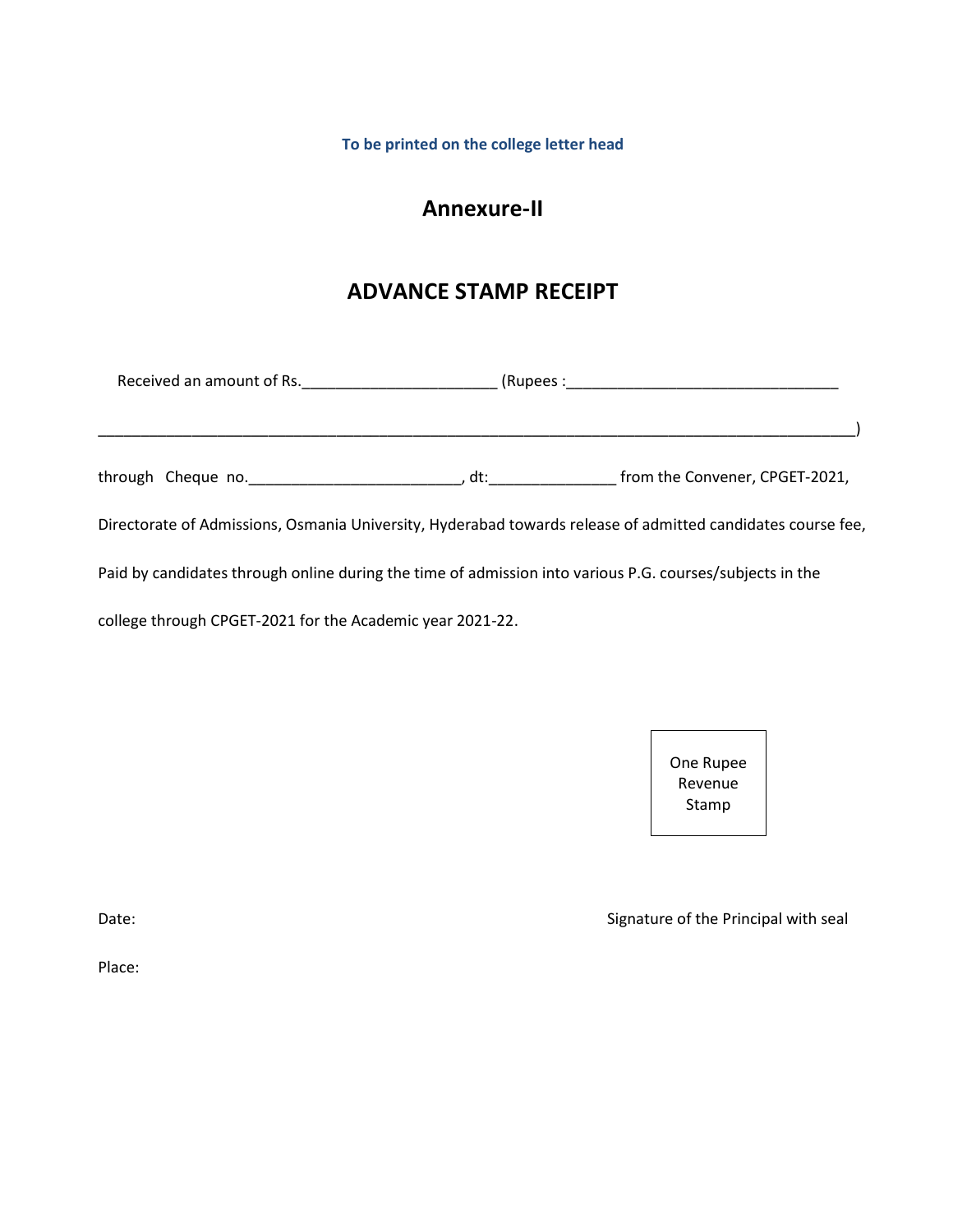**To be printed on the college letter head**

# Annexure-II

## ADVANCE STAMP RECEIPT

Received an amount of Rs.________________________ (Rupees :_________________________________

_______________________________________________________________________________________________)

through Cheque no.__________________________, dt:_______________ from the Convener, CPGET-2021, Directorate of Admissions, Osmania University, Hyderabad towards release of admitted candidates course fee, Paid by candidates through online during the time of admission into various P.G. courses/subjects in the college through CPGET-2021 for the Academic year 2021-22.

One Rupee
Revenue
Stamp

Date: Signature of the Principal with seal

Place: